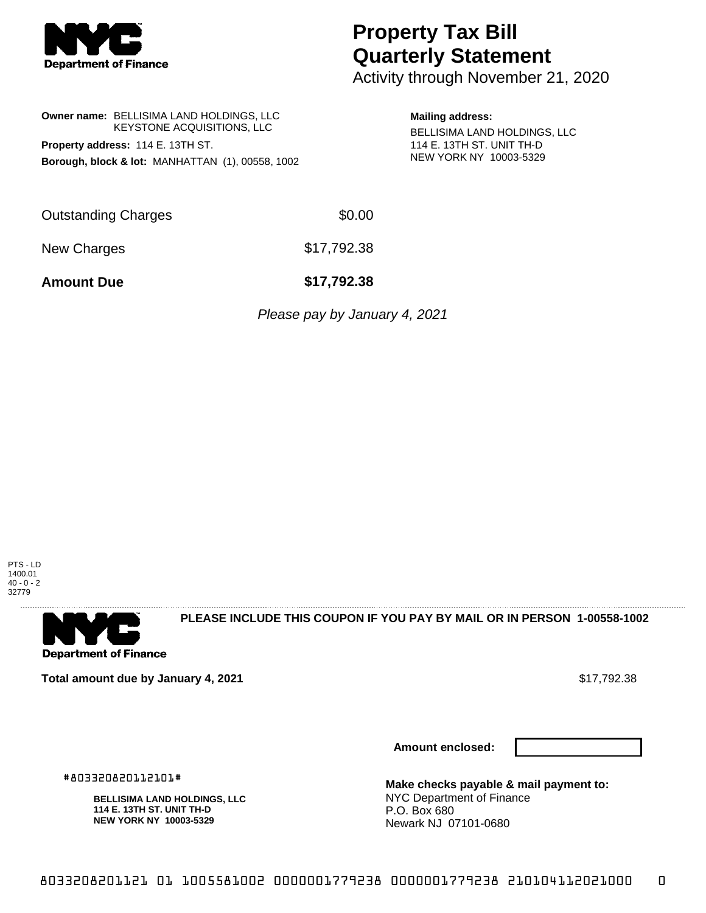# Property Tax Bill Quarterly Statement

Activity through November 21, 2020

**Owner name:** BELLISIMA LAND HOLDINGS, LLC
KEYSTONE ACQUISITIONS, LLC

**Property address:** 114 E. 13TH ST.

**Borough, block & lot:** MANHATTAN (1), 00558, 1002

**Mailing address:**
BELLISIMA LAND HOLDINGS, LLC
114 E. 13TH ST. UNIT TH-D
NEW YORK NY 10003-5329

| | |
|---|---|
| Outstanding Charges | $0.00 |
| New Charges | $17,792.38 |
| **Amount Due** | **$17,792.38** |

*Please pay by January 4, 2021*

PTS - LD
1400.01
40 - 0 - 2
32779

**PLEASE INCLUDE THIS COUPON IF YOU PAY BY MAIL OR IN PERSON 1-00558-1002**

**Total amount due by January 4, 2021** $17,792.38

**Amount enclosed:**

#803320820112101#

**BELLISIMA LAND HOLDINGS, LLC**
**114 E. 13TH ST. UNIT TH-D**
**NEW YORK NY 10003-5329**

**Make checks payable & mail payment to:**
NYC Department of Finance
P.O. Box 680
Newark NJ 07101-0680

8033208201121 01 1005581002 0000001779238 0000001779238 210104112021000 0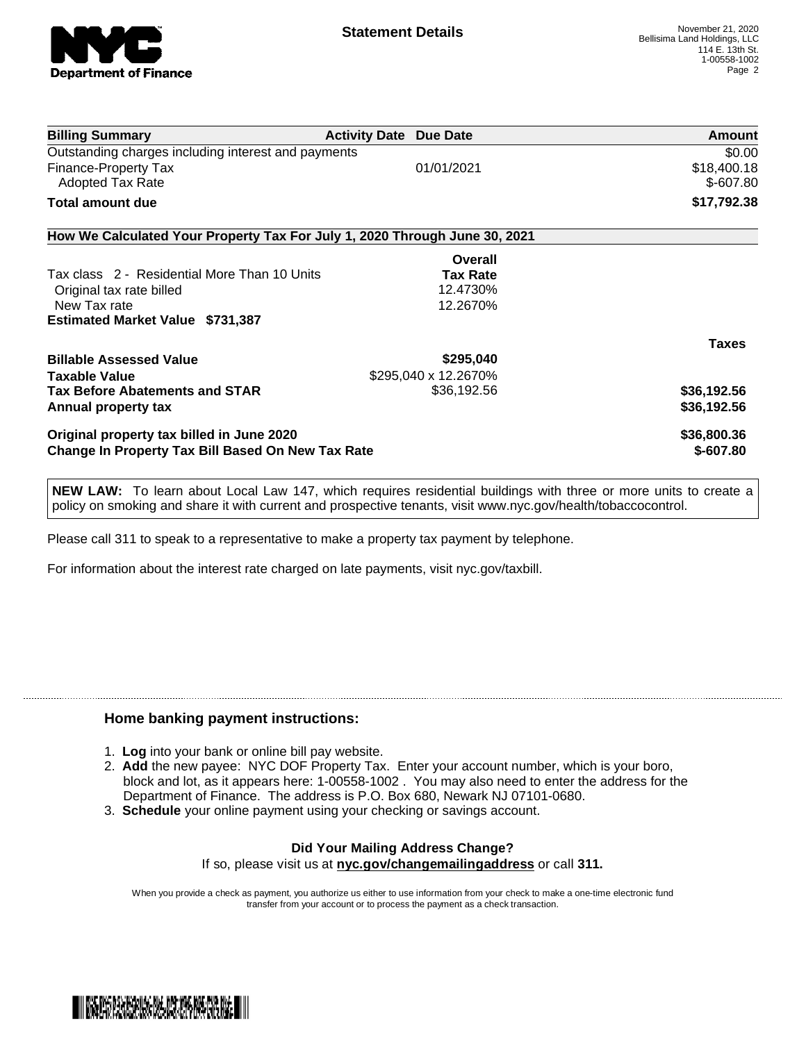## Statement Details

November 21, 2020
Bellisima Land Holdings, LLC
114 E. 13th St.
1-00558-1002

| Billing Summary | Activity Date | Due Date | Amount |
|---|---|---|---|
| Outstanding charges including interest and payments | | | $0.00 |
| Finance-Property Tax | | 01/01/2021 | $18,400.18 |
| Adopted Tax Rate | | | $-607.80 |
| **Total amount due** | | | **$17,792.38** |

### How We Calculated Your Property Tax For July 1, 2020 Through June 30, 2021

| | Overall Tax Rate | |
|---|---|---|
| Tax class 2 - Residential More Than 10 Units | | |
| Original tax rate billed | 12.4730% | |
| New Tax rate | 12.2670% | |
| **Estimated Market Value $731,387** | | |
| | | **Taxes** |
| **Billable Assessed Value** | **$295,040** | |
| **Taxable Value** | $295,040 x 12.2670% | |
| **Tax Before Abatements and STAR** | $36,192.56 | **$36,192.56** |
| **Annual property tax** | | **$36,192.56** |
| **Original property tax billed in June 2020** | | **$36,800.36** |
| **Change In Property Tax Bill Based On New Tax Rate** | | **$-607.80** |

**NEW LAW:** To learn about Local Law 147, which requires residential buildings with three or more units to create a policy on smoking and share it with current and prospective tenants, visit www.nyc.gov/health/tobaccocontrol.

Please call 311 to speak to a representative to make a property tax payment by telephone.

For information about the interest rate charged on late payments, visit nyc.gov/taxbill.

### Home banking payment instructions:

1. **Log** into your bank or online bill pay website.
2. **Add** the new payee: NYC DOF Property Tax. Enter your account number, which is your boro, block and lot, as it appears here: 1-00558-1002 . You may also need to enter the address for the Department of Finance. The address is P.O. Box 680, Newark NJ 07101-0680.
3. **Schedule** your online payment using your checking or savings account.

**Did Your Mailing Address Change?**
If so, please visit us at **nyc.gov/changemailingaddress** or call **311.**

When you provide a check as payment, you authorize us either to use information from your check to make a one-time electronic fund transfer from your account or to process the payment as a check transaction.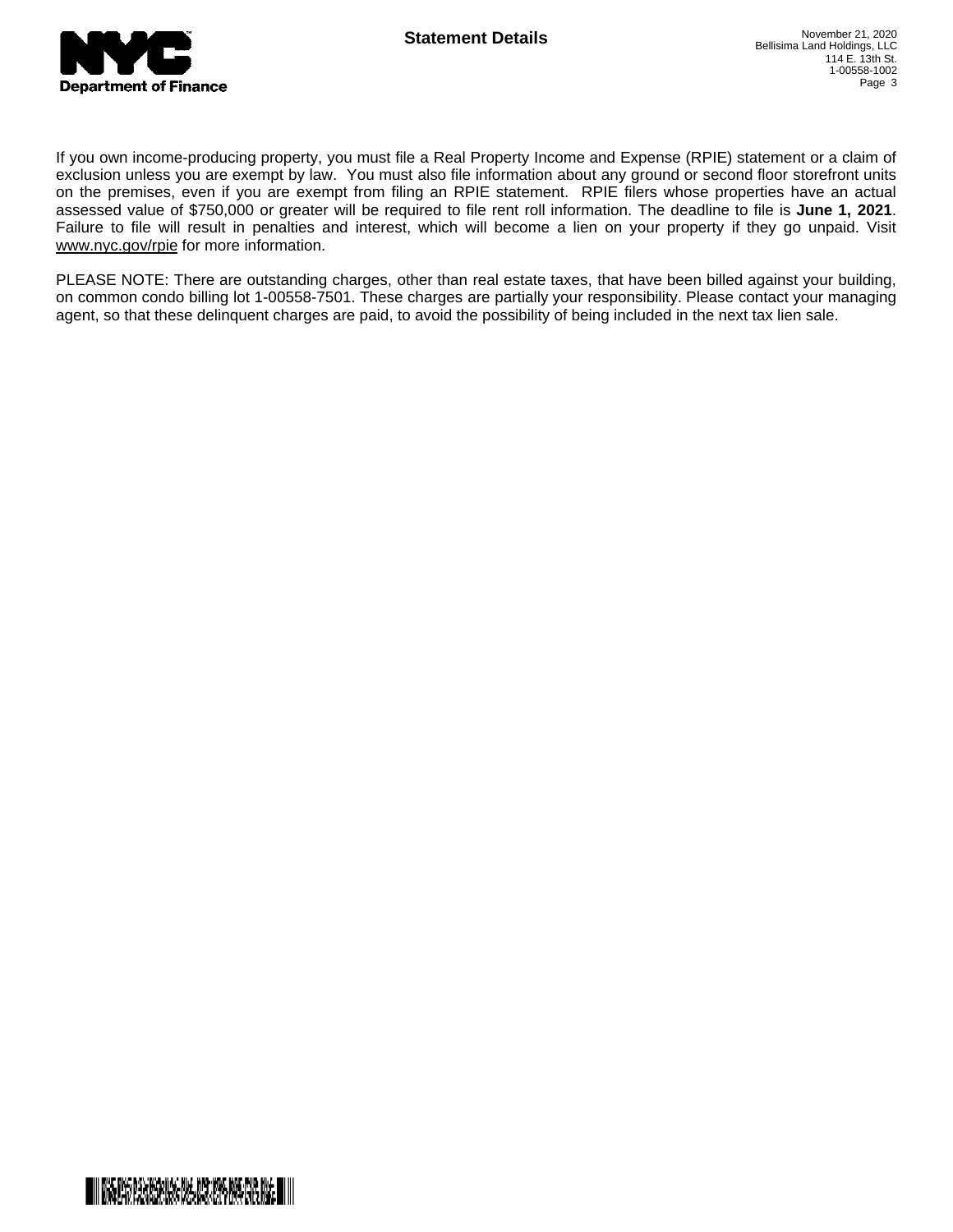If you own income-producing property, you must file a Real Property Income and Expense (RPIE) statement or a claim of exclusion unless you are exempt by law. You must also file information about any ground or second floor storefront units on the premises, even if you are exempt from filing an RPIE statement. RPIE filers whose properties have an actual assessed value of $750,000 or greater will be required to file rent roll information. The deadline to file is **June 1, 2021**. Failure to file will result in penalties and interest, which will become a lien on your property if they go unpaid. Visit www.nyc.gov/rpie for more information.

PLEASE NOTE: There are outstanding charges, other than real estate taxes, that have been billed against your building, on common condo billing lot 1-00558-7501. These charges are partially your responsibility. Please contact your managing agent, so that these delinquent charges are paid, to avoid the possibility of being included in the next tax lien sale.